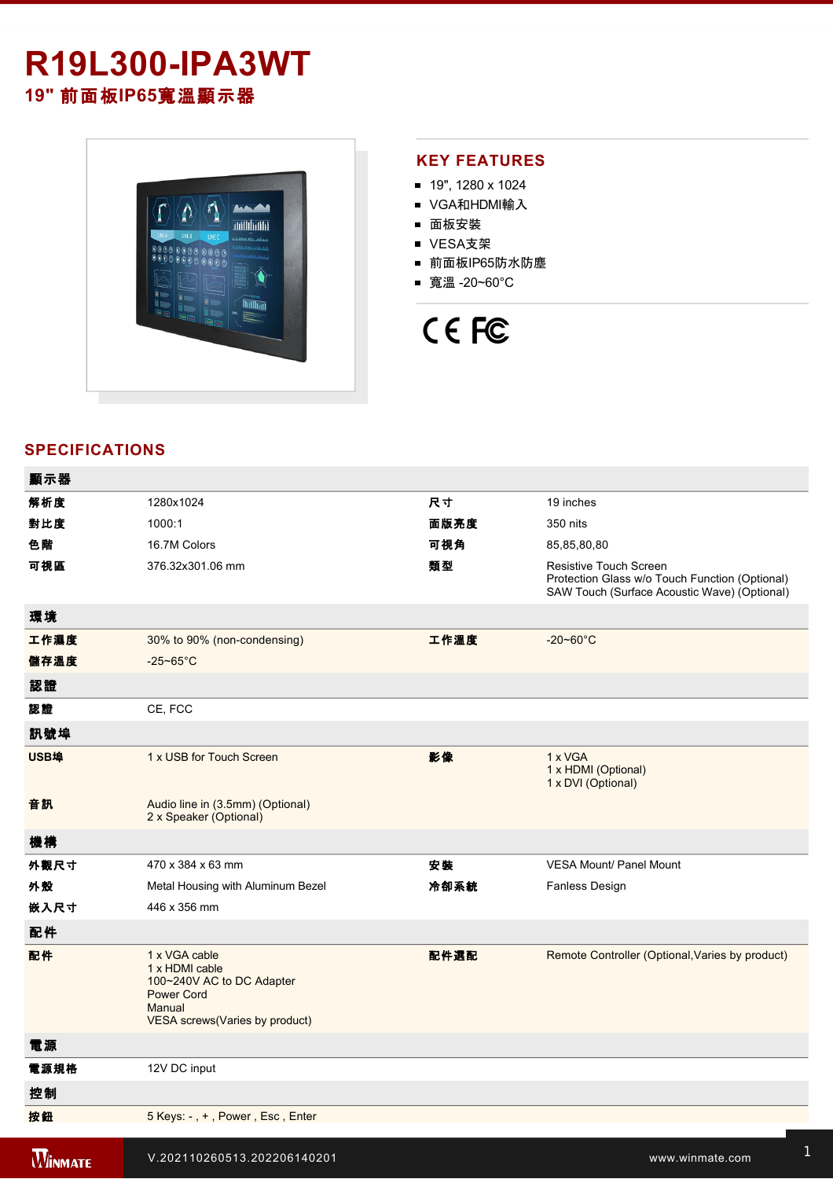# R19L300-IPA3WT

## 19" 前面板IP65寬溫顯示器

## KEY FEATURES

- 19", 1280 x 1024
- VGA和HDMI輸入
- 面板安裝
- VESA支架
- 前面板IP65防水防塵
- 寬溫 -20~60°C

## SPECIFICATIONS

| 顯示器 | | | |
|---|---|---|---|
| 解析度 | 1280x1024 | 尺寸 | 19 inches |
| 對比度 | 1000:1 | 面版亮度 | 350 nits |
| 色階 | 16.7M Colors | 可視角 | 85,85,80,80 |
| 可視區 | 376.32x301.06 mm | 類型 | Resistive Touch Screen<br>Protection Glass w/o Touch Function (Optional)<br>SAW Touch (Surface Acoustic Wave) (Optional) |
| **環境** | | | |
| 工作濕度 | 30% to 90% (non-condensing) | 工作溫度 | -20~60°C |
| 儲存溫度 | -25~65°C | | |
| **認證** | | | |
| 認證 | CE, FCC | | |
| **訊號埠** | | | |
| USB埠 | 1 x USB for Touch Screen | 影像 | 1 x VGA<br>1 x HDMI (Optional)<br>1 x DVI (Optional) |
| 音訊 | Audio line in (3.5mm) (Optional)<br>2 x Speaker (Optional) | | |
| **機構** | | | |
| 外觀尺寸 | 470 x 384 x 63 mm | 安裝 | VESA Mount/ Panel Mount |
| 外殼 | Metal Housing with Aluminum Bezel | 冷卻系統 | Fanless Design |
| 嵌入尺寸 | 446 x 356 mm | | |
| **配件** | | | |
| 配件 | 1 x VGA cable<br>1 x HDMI cable<br>100~240V AC to DC Adapter<br>Power Cord<br>Manual<br>VESA screws(Varies by product) | 配件選配 | Remote Controller (Optional,Varies by product) |
| **電源** | | | |
| 電源規格 | 12V DC input | | |
| **控制** | | | |
| 按鈕 | 5 Keys: - , + , Power , Esc , Enter | | |

V.202110260513.202206140201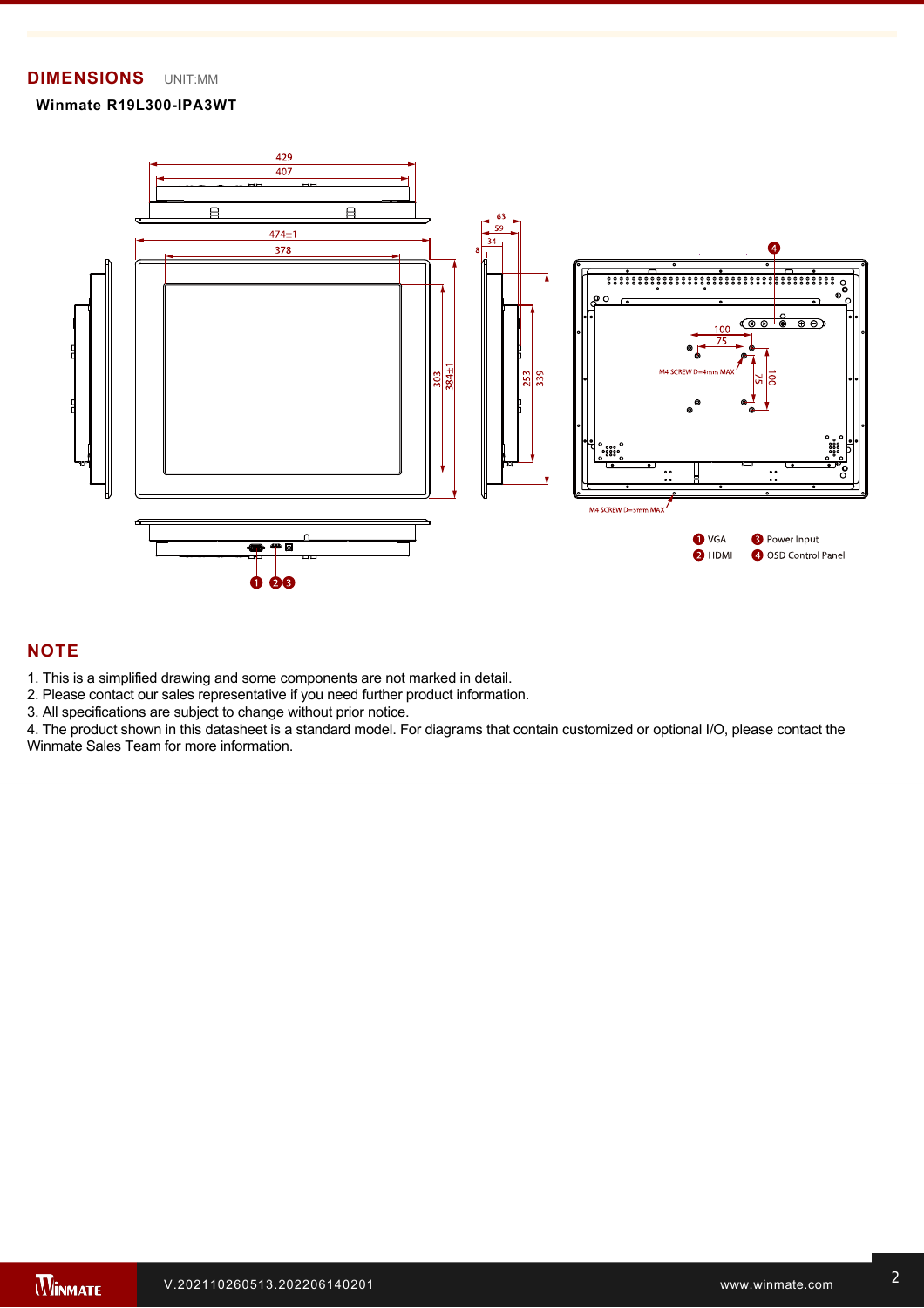## DIMENSIONS UNIT:MM

**Winmate R19L300-IPA3WT**

429
407
474±1
378
303
384±1
63
59
34
8
253
339
100
75
M4 SCREW D=4mm MAX
75
100
M4 SCREW D=5mm MAX

1 VGA
2 HDMI
3 Power Input
4 OSD Control Panel

## NOTE

1. This is a simplified drawing and some components are not marked in detail.
2. Please contact our sales representative if you need further product information.
3. All specifications are subject to change without prior notice.
4. The product shown in this datasheet is a standard model. For diagrams that contain customized or optional I/O, please contact the Winmate Sales Team for more information.